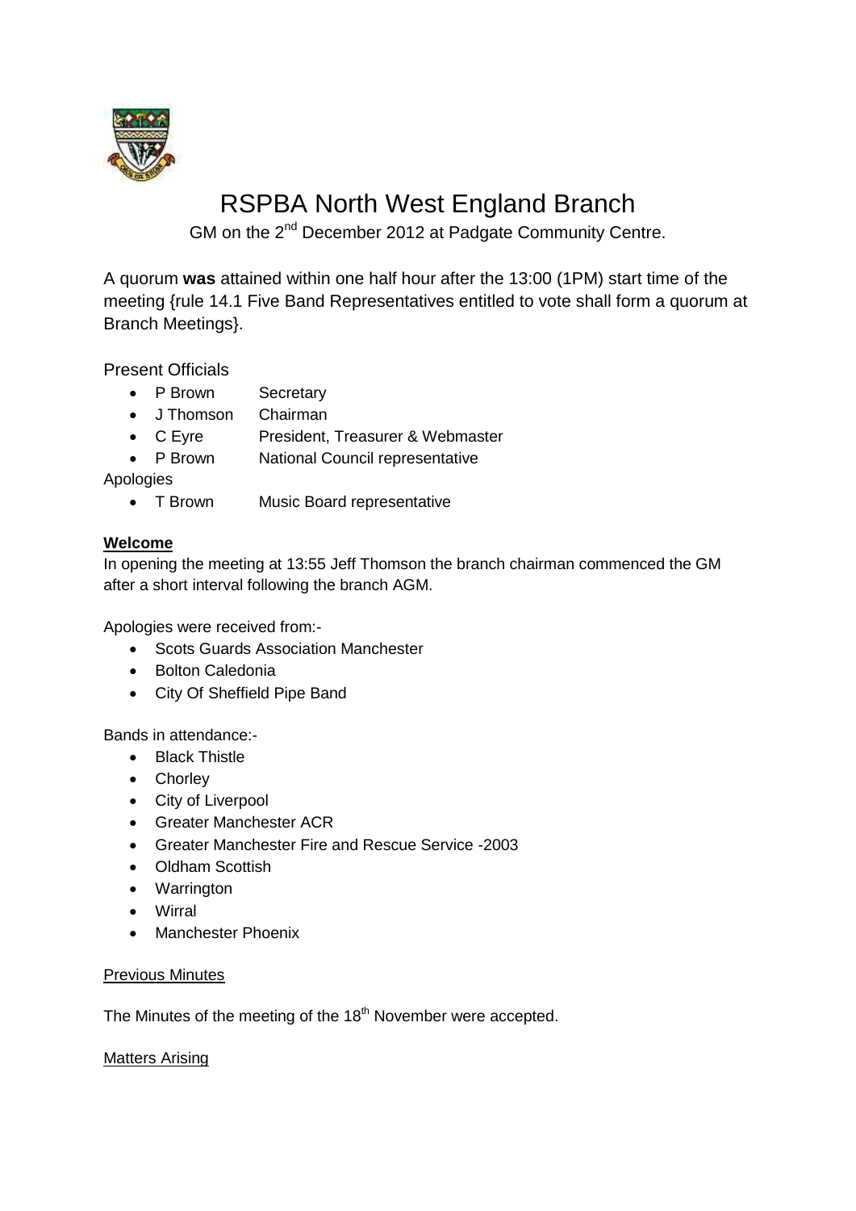# RSPBA North West England Branch

GM on the 2nd December 2012 at Padgate Community Centre.

A quorum **was** attained within one half hour after the 13:00 (1PM) start time of the meeting {rule 14.1 Five Band Representatives entitled to vote shall form a quorum at Branch Meetings}.

Present Officials

- P Brown Secretary
- J Thomson Chairman
- C Eyre President, Treasurer & Webmaster
- P Brown National Council representative

Apologies

- T Brown Music Board representative

**Welcome**

In opening the meeting at 13:55 Jeff Thomson the branch chairman commenced the GM after a short interval following the branch AGM.

Apologies were received from:-

- Scots Guards Association Manchester
- Bolton Caledonia
- City Of Sheffield Pipe Band

Bands in attendance:-

- Black Thistle
- Chorley
- City of Liverpool
- Greater Manchester ACR
- Greater Manchester Fire and Rescue Service -2003
- Oldham Scottish
- Warrington
- Wirral
- Manchester Phoenix

Previous Minutes

The Minutes of the meeting of the 18th November were accepted.

Matters Arising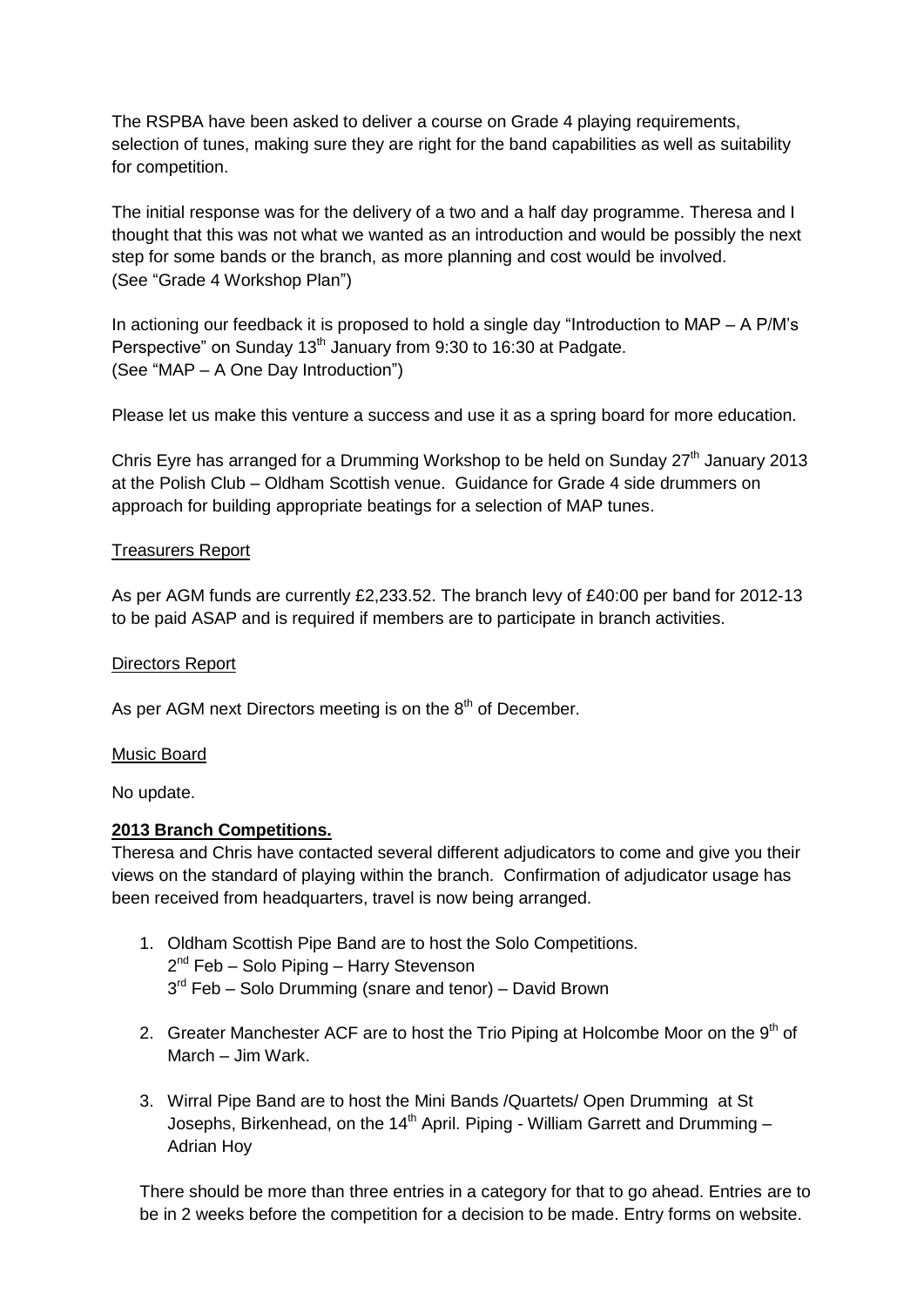The RSPBA have been asked to deliver a course on Grade 4 playing requirements, selection of tunes, making sure they are right for the band capabilities as well as suitability for competition.

The initial response was for the delivery of a two and a half day programme. Theresa and I thought that this was not what we wanted as an introduction and would be possibly the next step for some bands or the branch, as more planning and cost would be involved. (See "Grade 4 Workshop Plan")

In actioning our feedback it is proposed to hold a single day "Introduction to MAP – A P/M's Perspective" on Sunday 13th January from 9:30 to 16:30 at Padgate. (See "MAP – A One Day Introduction")

Please let us make this venture a success and use it as a spring board for more education.

Chris Eyre has arranged for a Drumming Workshop to be held on Sunday 27th January 2013 at the Polish Club – Oldham Scottish venue. Guidance for Grade 4 side drummers on approach for building appropriate beatings for a selection of MAP tunes.

Treasurers Report

As per AGM funds are currently £2,233.52. The branch levy of £40:00 per band for 2012-13 to be paid ASAP and is required if members are to participate in branch activities.

Directors Report

As per AGM next Directors meeting is on the 8th of December.

Music Board

No update.

**2013 Branch Competitions.**

Theresa and Chris have contacted several different adjudicators to come and give you their views on the standard of playing within the branch. Confirmation of adjudicator usage has been received from headquarters, travel is now being arranged.

1. Oldham Scottish Pipe Band are to host the Solo Competitions.
   2nd Feb – Solo Piping – Harry Stevenson
   3rd Feb – Solo Drumming (snare and tenor) – David Brown
2. Greater Manchester ACF are to host the Trio Piping at Holcombe Moor on the 9th of March – Jim Wark.
3. Wirral Pipe Band are to host the Mini Bands /Quartets/ Open Drumming at St Josephs, Birkenhead, on the 14th April. Piping - William Garrett and Drumming – Adrian Hoy

There should be more than three entries in a category for that to go ahead. Entries are to be in 2 weeks before the competition for a decision to be made. Entry forms on website.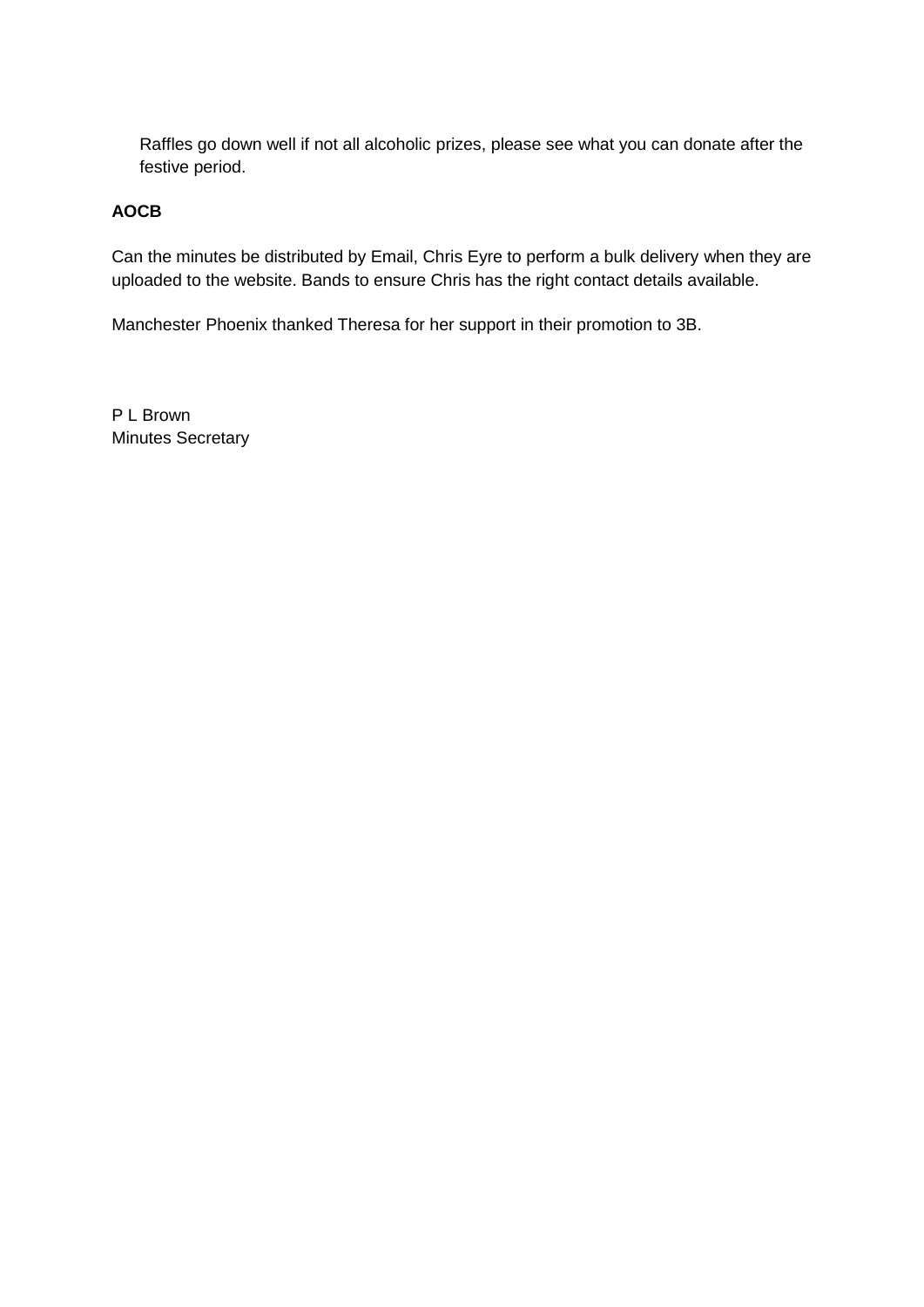Raffles go down well if not all alcoholic prizes, please see what you can donate after the festive period.

**AOCB**

Can the minutes be distributed by Email, Chris Eyre to perform a bulk delivery when they are uploaded to the website. Bands to ensure Chris has the right contact details available.

Manchester Phoenix thanked Theresa for her support in their promotion to 3B.

P L Brown
Minutes Secretary